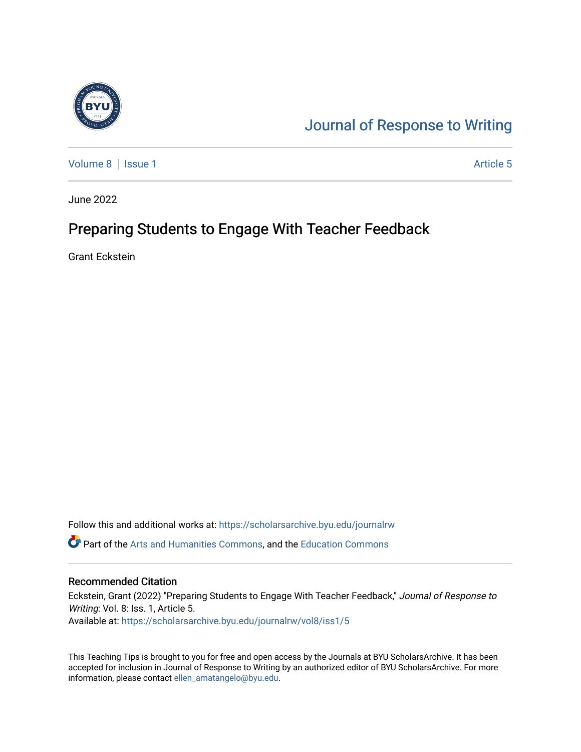Journal of Response to Writing

Volume 8 | Issue 1 — Article 5

June 2022

# Preparing Students to Engage With Teacher Feedback

Grant Eckstein

Follow this and additional works at: https://scholarsarchive.byu.edu/journalrw

Part of the Arts and Humanities Commons, and the Education Commons

## Recommended Citation

Eckstein, Grant (2022) "Preparing Students to Engage With Teacher Feedback," *Journal of Response to Writing*: Vol. 8: Iss. 1, Article 5.
Available at: https://scholarsarchive.byu.edu/journalrw/vol8/iss1/5

This Teaching Tips is brought to you for free and open access by the Journals at BYU ScholarsArchive. It has been accepted for inclusion in Journal of Response to Writing by an authorized editor of BYU ScholarsArchive. For more information, please contact ellen_amatangelo@byu.edu.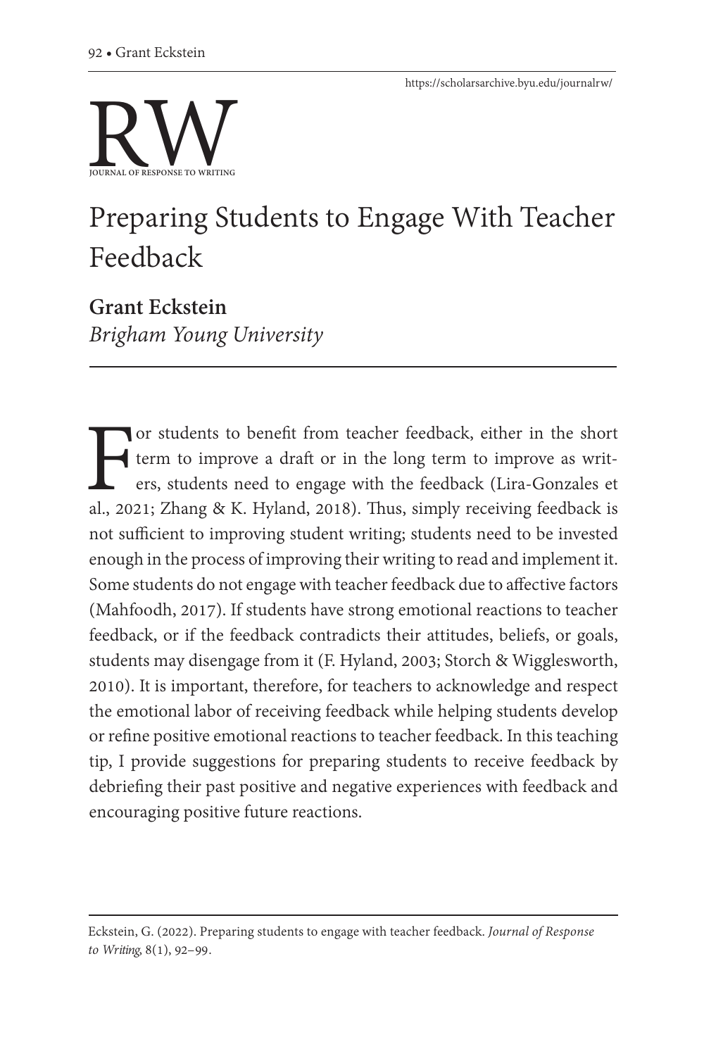# Preparing Students to Engage With Teacher Feedback

**Grant Eckstein**
*Brigham Young University*

For students to benefit from teacher feedback, either in the short term to improve a draft or in the long term to improve as writers, students need to engage with the feedback (Lira-Gonzales et al., 2021; Zhang & K. Hyland, 2018). Thus, simply receiving feedback is not sufficient to improving student writing; students need to be invested enough in the process of improving their writing to read and implement it. Some students do not engage with teacher feedback due to affective factors (Mahfoodh, 2017). If students have strong emotional reactions to teacher feedback, or if the feedback contradicts their attitudes, beliefs, or goals, students may disengage from it (F. Hyland, 2003; Storch & Wigglesworth, 2010). It is important, therefore, for teachers to acknowledge and respect the emotional labor of receiving feedback while helping students develop or refine positive emotional reactions to teacher feedback. In this teaching tip, I provide suggestions for preparing students to receive feedback by debriefing their past positive and negative experiences with feedback and encouraging positive future reactions.

Eckstein, G. (2022). Preparing students to engage with teacher feedback. *Journal of Response to Writing*, 8(1), 92–99.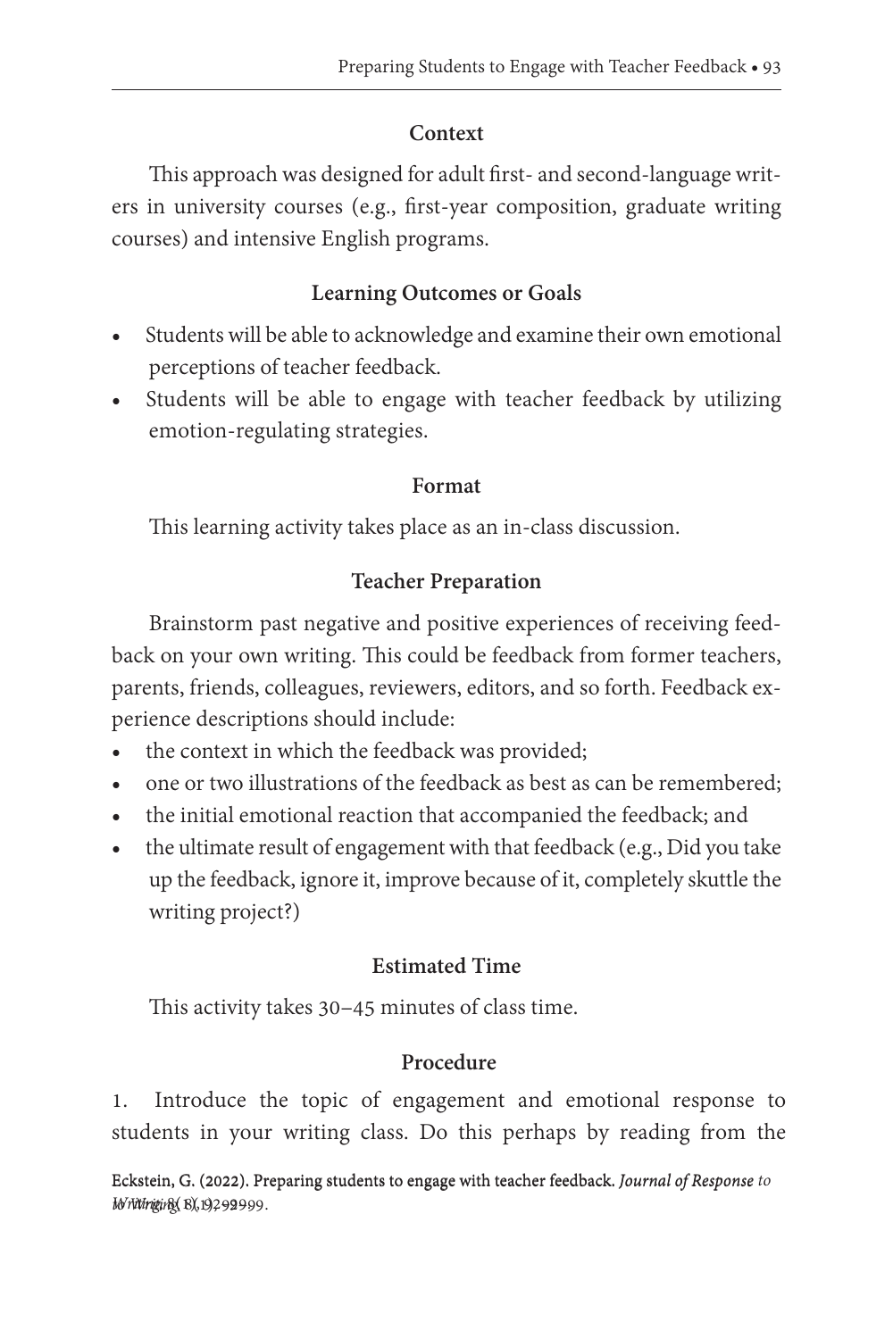### Context

This approach was designed for adult first- and second-language writers in university courses (e.g., first-year composition, graduate writing courses) and intensive English programs.

### Learning Outcomes or Goals

- Students will be able to acknowledge and examine their own emotional perceptions of teacher feedback.
- Students will be able to engage with teacher feedback by utilizing emotion-regulating strategies.

### Format

This learning activity takes place as an in-class discussion.

### Teacher Preparation

Brainstorm past negative and positive experiences of receiving feedback on your own writing. This could be feedback from former teachers, parents, friends, colleagues, reviewers, editors, and so forth. Feedback experience descriptions should include:

- the context in which the feedback was provided;
- one or two illustrations of the feedback as best as can be remembered;
- the initial emotional reaction that accompanied the feedback; and
- the ultimate result of engagement with that feedback (e.g., Did you take up the feedback, ignore it, improve because of it, completely skuttle the writing project?)

### Estimated Time

This activity takes 30–45 minutes of class time.

### Procedure

1. Introduce the topic of engagement and emotional response to students in your writing class. Do this perhaps by reading from the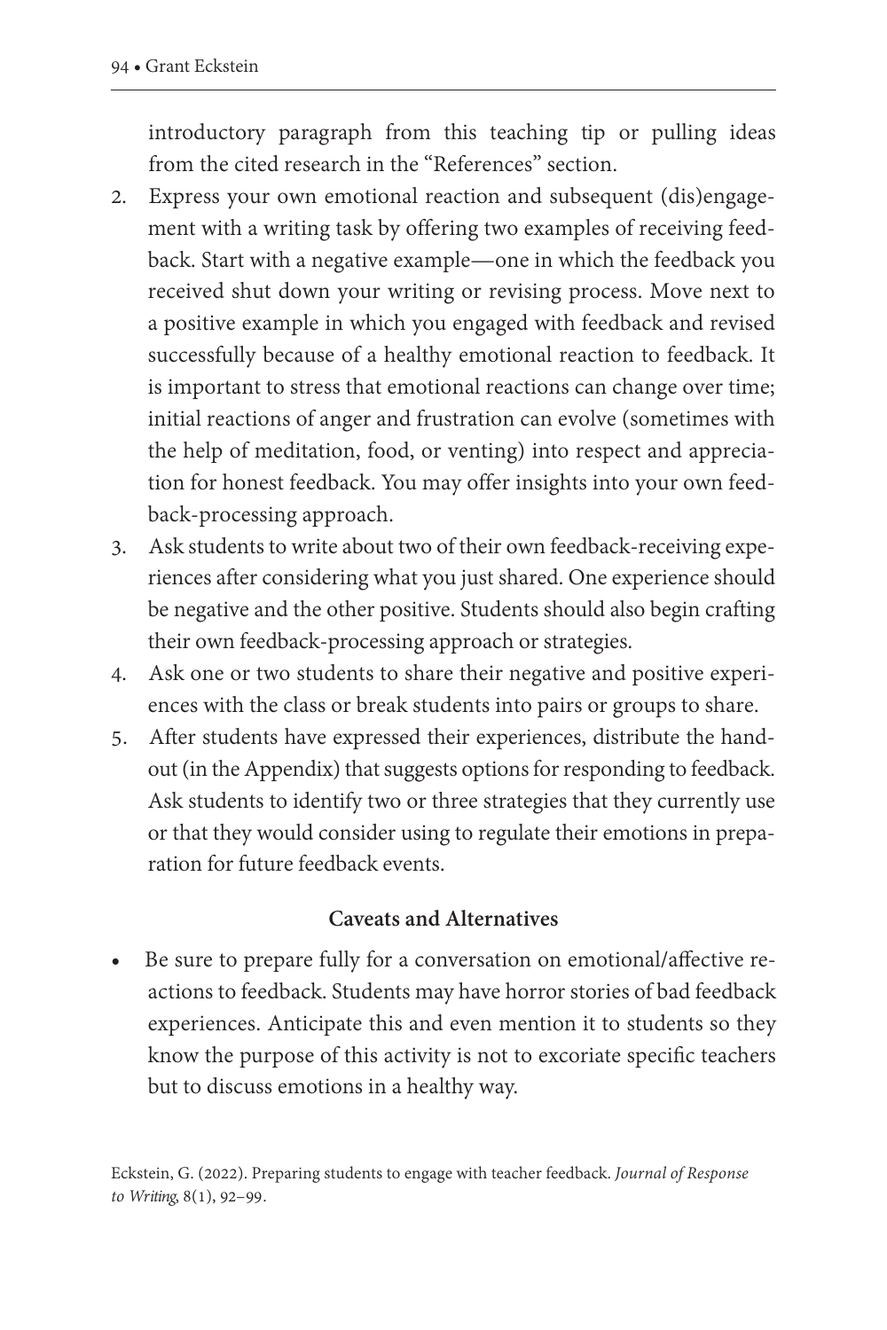introductory paragraph from this teaching tip or pulling ideas from the cited research in the "References" section.

2. Express your own emotional reaction and subsequent (dis)engagement with a writing task by offering two examples of receiving feedback. Start with a negative example—one in which the feedback you received shut down your writing or revising process. Move next to a positive example in which you engaged with feedback and revised successfully because of a healthy emotional reaction to feedback. It is important to stress that emotional reactions can change over time; initial reactions of anger and frustration can evolve (sometimes with the help of meditation, food, or venting) into respect and appreciation for honest feedback. You may offer insights into your own feedback-processing approach.
3. Ask students to write about two of their own feedback-receiving experiences after considering what you just shared. One experience should be negative and the other positive. Students should also begin crafting their own feedback-processing approach or strategies.
4. Ask one or two students to share their negative and positive experiences with the class or break students into pairs or groups to share.
5. After students have expressed their experiences, distribute the handout (in the Appendix) that suggests options for responding to feedback. Ask students to identify two or three strategies that they currently use or that they would consider using to regulate their emotions in preparation for future feedback events.

### Caveats and Alternatives

- Be sure to prepare fully for a conversation on emotional/affective reactions to feedback. Students may have horror stories of bad feedback experiences. Anticipate this and even mention it to students so they know the purpose of this activity is not to excoriate specific teachers but to discuss emotions in a healthy way.

Eckstein, G. (2022). Preparing students to engage with teacher feedback. *Journal of Response to Writing*, 8(1), 92–99.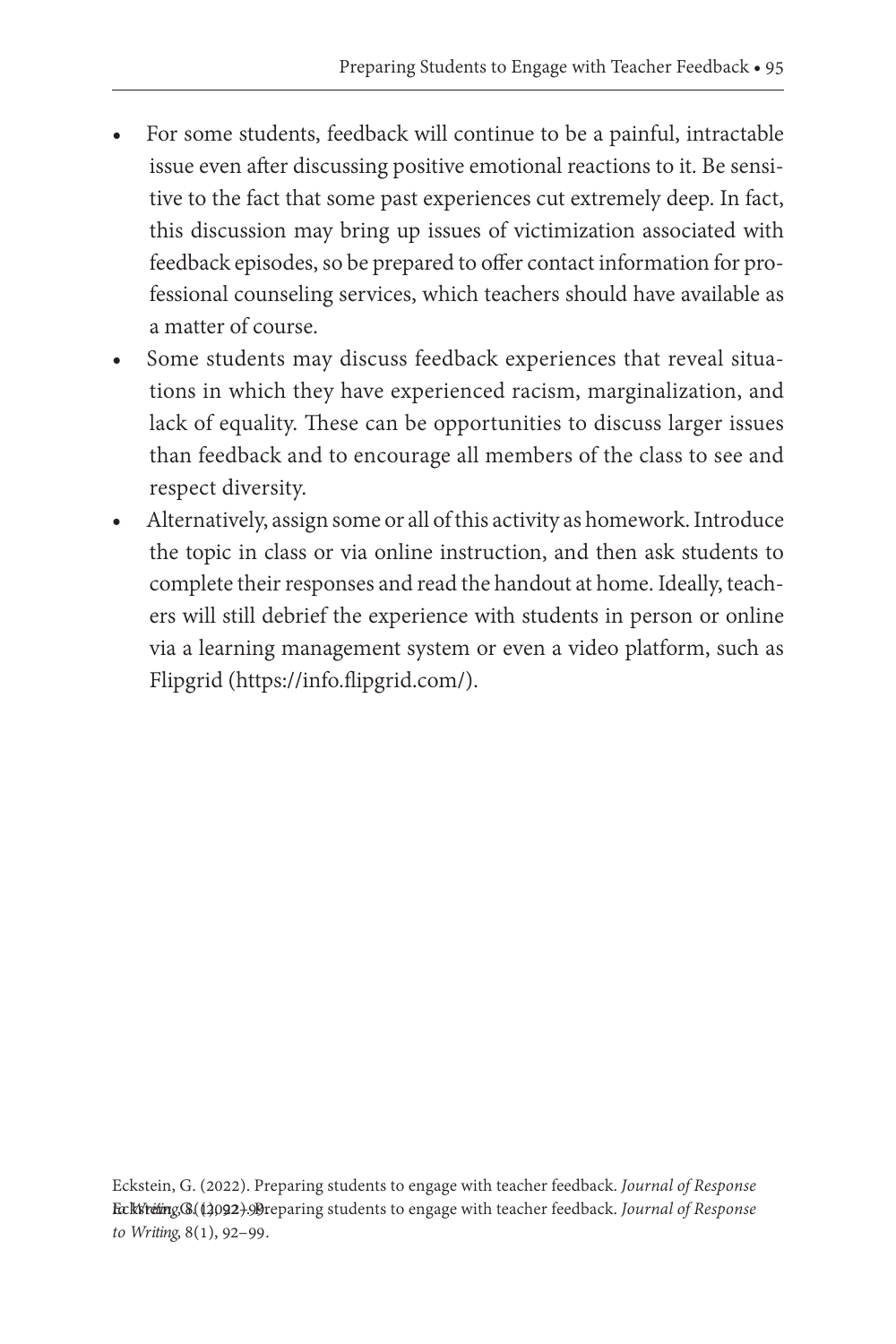- For some students, feedback will continue to be a painful, intractable issue even after discussing positive emotional reactions to it. Be sensitive to the fact that some past experiences cut extremely deep. In fact, this discussion may bring up issues of victimization associated with feedback episodes, so be prepared to offer contact information for professional counseling services, which teachers should have available as a matter of course.
- Some students may discuss feedback experiences that reveal situations in which they have experienced racism, marginalization, and lack of equality. These can be opportunities to discuss larger issues than feedback and to encourage all members of the class to see and respect diversity.
- Alternatively, assign some or all of this activity as homework. Introduce the topic in class or via online instruction, and then ask students to complete their responses and read the handout at home. Ideally, teachers will still debrief the experience with students in person or online via a learning management system or even a video platform, such as Flipgrid (https://info.flipgrid.com/).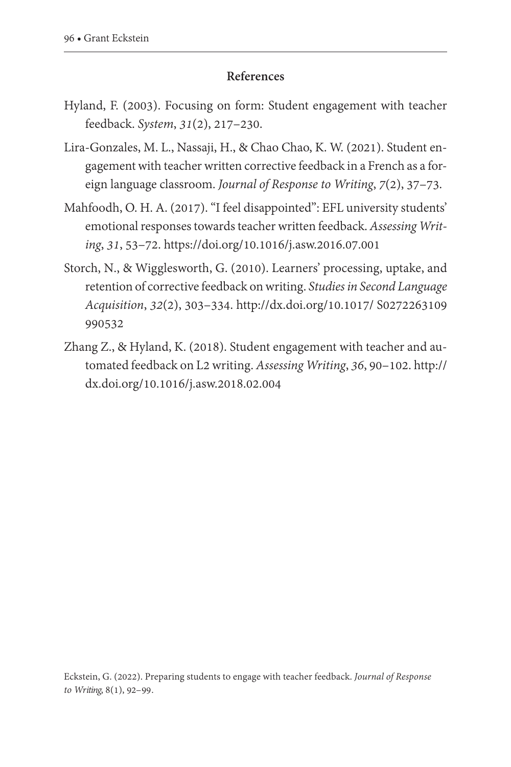## References

Hyland, F. (2003). Focusing on form: Student engagement with teacher feedback. *System*, *31*(2), 217–230.

Lira-Gonzales, M. L., Nassaji, H., & Chao Chao, K. W. (2021). Student engagement with teacher written corrective feedback in a French as a foreign language classroom. *Journal of Response to Writing*, *7*(2), 37–73.

Mahfoodh, O. H. A. (2017). "I feel disappointed": EFL university students' emotional responses towards teacher written feedback. *Assessing Writing*, *31*, 53–72. https://doi.org/10.1016/j.asw.2016.07.001

Storch, N., & Wigglesworth, G. (2010). Learners' processing, uptake, and retention of corrective feedback on writing. *Studies in Second Language Acquisition*, *32*(2), 303–334. http://dx.doi.org/10.1017/ S0272263109990532

Zhang Z., & Hyland, K. (2018). Student engagement with teacher and automated feedback on L2 writing. *Assessing Writing*, *36*, 90–102. http://dx.doi.org/10.1016/j.asw.2018.02.004

Eckstein, G. (2022). Preparing students to engage with teacher feedback. *Journal of Response to Writing*, 8(1), 92–99.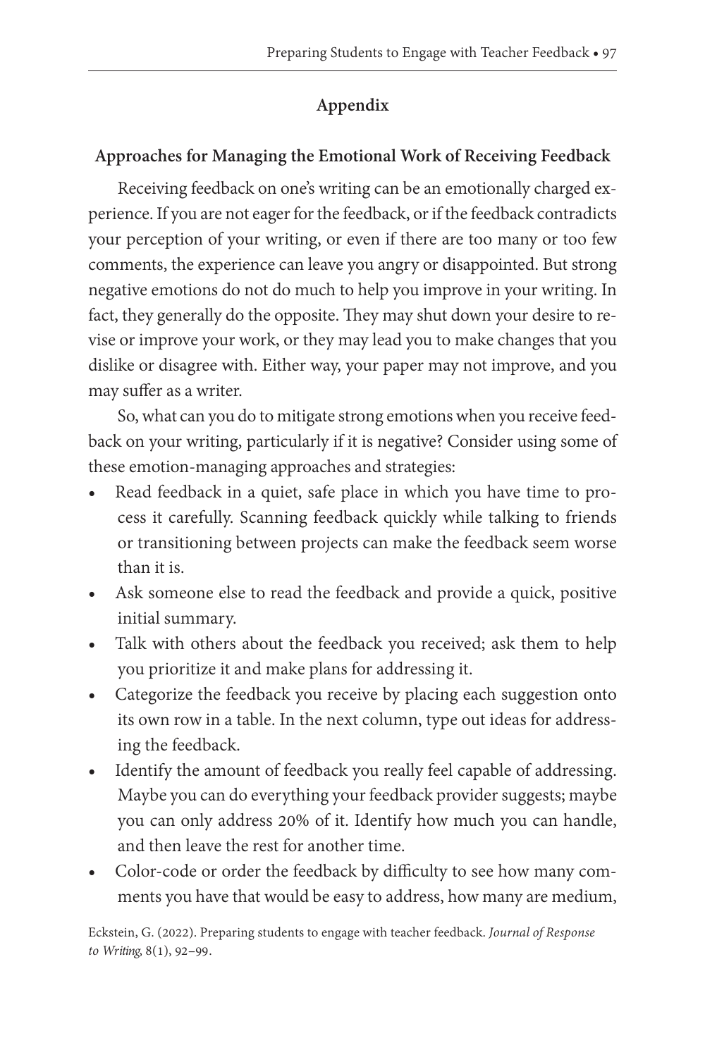## Appendix

### Approaches for Managing the Emotional Work of Receiving Feedback

Receiving feedback on one's writing can be an emotionally charged experience. If you are not eager for the feedback, or if the feedback contradicts your perception of your writing, or even if there are too many or too few comments, the experience can leave you angry or disappointed. But strong negative emotions do not do much to help you improve in your writing. In fact, they generally do the opposite. They may shut down your desire to revise or improve your work, or they may lead you to make changes that you dislike or disagree with. Either way, your paper may not improve, and you may suffer as a writer.

So, what can you do to mitigate strong emotions when you receive feedback on your writing, particularly if it is negative? Consider using some of these emotion-managing approaches and strategies:

- Read feedback in a quiet, safe place in which you have time to process it carefully. Scanning feedback quickly while talking to friends or transitioning between projects can make the feedback seem worse than it is.
- Ask someone else to read the feedback and provide a quick, positive initial summary.
- Talk with others about the feedback you received; ask them to help you prioritize it and make plans for addressing it.
- Categorize the feedback you receive by placing each suggestion onto its own row in a table. In the next column, type out ideas for addressing the feedback.
- Identify the amount of feedback you really feel capable of addressing. Maybe you can do everything your feedback provider suggests; maybe you can only address 20% of it. Identify how much you can handle, and then leave the rest for another time.
- Color-code or order the feedback by difficulty to see how many comments you have that would be easy to address, how many are medium,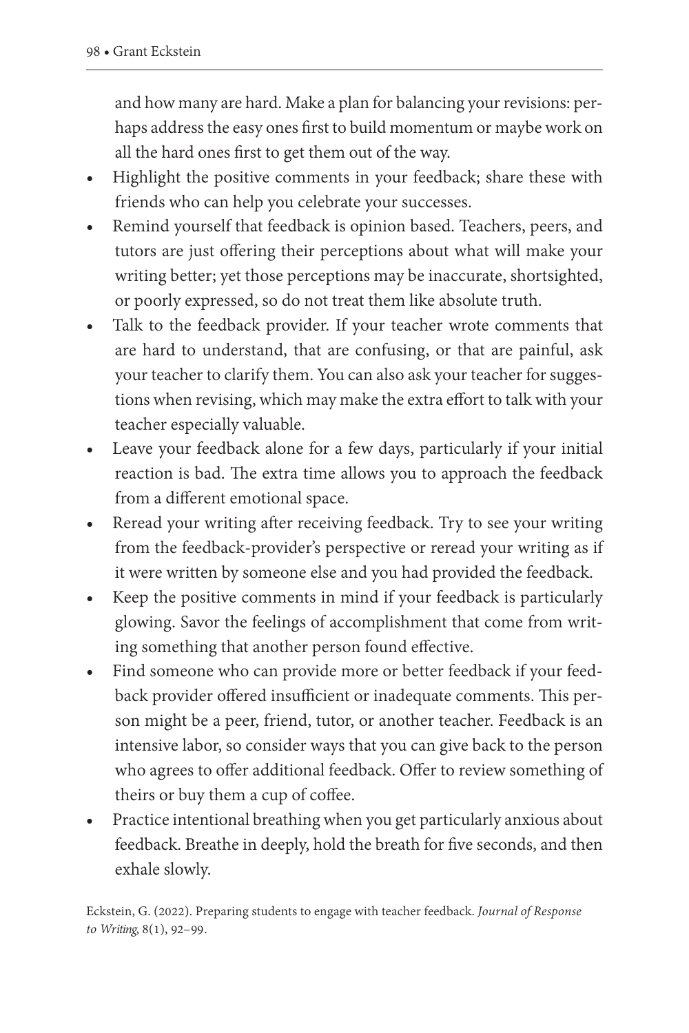and how many are hard. Make a plan for balancing your revisions: perhaps address the easy ones first to build momentum or maybe work on all the hard ones first to get them out of the way.

- Highlight the positive comments in your feedback; share these with friends who can help you celebrate your successes.
- Remind yourself that feedback is opinion based. Teachers, peers, and tutors are just offering their perceptions about what will make your writing better; yet those perceptions may be inaccurate, shortsighted, or poorly expressed, so do not treat them like absolute truth.
- Talk to the feedback provider. If your teacher wrote comments that are hard to understand, that are confusing, or that are painful, ask your teacher to clarify them. You can also ask your teacher for suggestions when revising, which may make the extra effort to talk with your teacher especially valuable.
- Leave your feedback alone for a few days, particularly if your initial reaction is bad. The extra time allows you to approach the feedback from a different emotional space.
- Reread your writing after receiving feedback. Try to see your writing from the feedback-provider's perspective or reread your writing as if it were written by someone else and you had provided the feedback.
- Keep the positive comments in mind if your feedback is particularly glowing. Savor the feelings of accomplishment that come from writing something that another person found effective.
- Find someone who can provide more or better feedback if your feedback provider offered insufficient or inadequate comments. This person might be a peer, friend, tutor, or another teacher. Feedback is an intensive labor, so consider ways that you can give back to the person who agrees to offer additional feedback. Offer to review something of theirs or buy them a cup of coffee.
- Practice intentional breathing when you get particularly anxious about feedback. Breathe in deeply, hold the breath for five seconds, and then exhale slowly.

Eckstein, G. (2022). Preparing students to engage with teacher feedback. *Journal of Response to Writing*, 8(1), 92–99.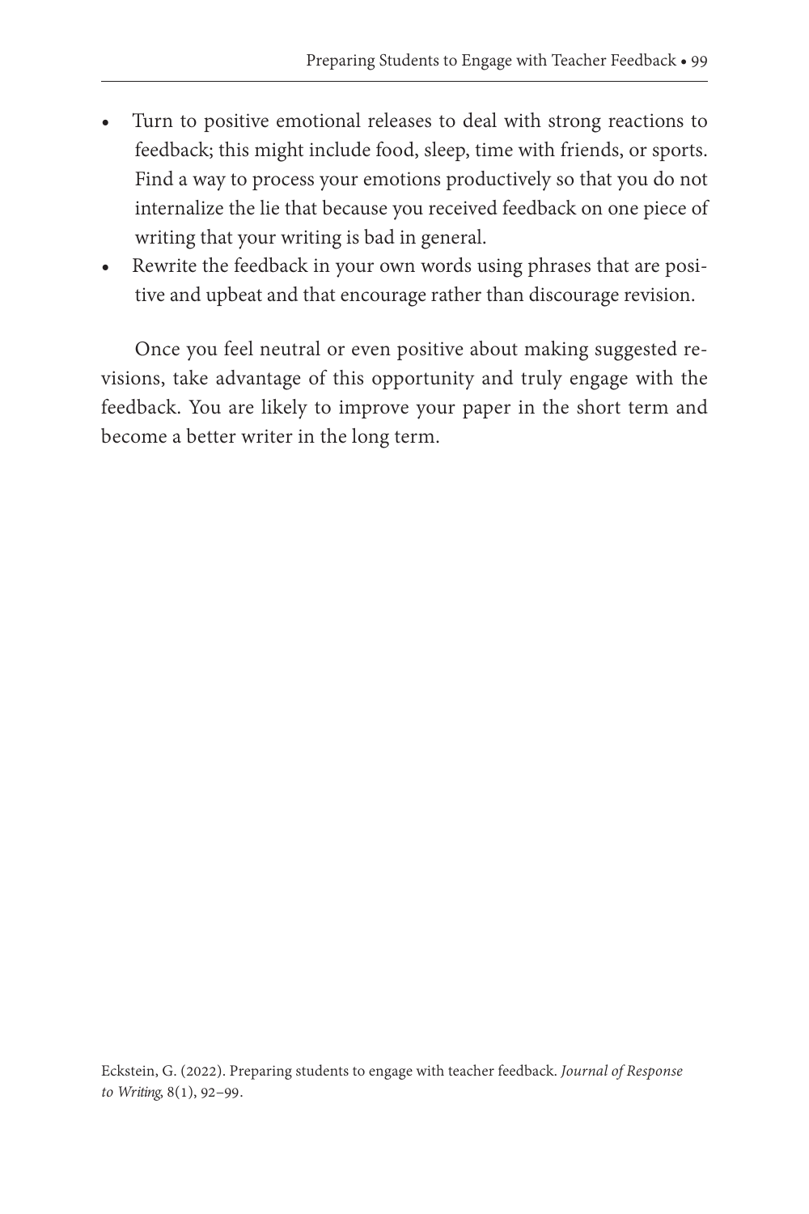- Turn to positive emotional releases to deal with strong reactions to feedback; this might include food, sleep, time with friends, or sports. Find a way to process your emotions productively so that you do not internalize the lie that because you received feedback on one piece of writing that your writing is bad in general.
- Rewrite the feedback in your own words using phrases that are positive and upbeat and that encourage rather than discourage revision.

Once you feel neutral or even positive about making suggested revisions, take advantage of this opportunity and truly engage with the feedback. You are likely to improve your paper in the short term and become a better writer in the long term.

Eckstein, G. (2022). Preparing students to engage with teacher feedback. *Journal of Response to Writing*, 8(1), 92–99.